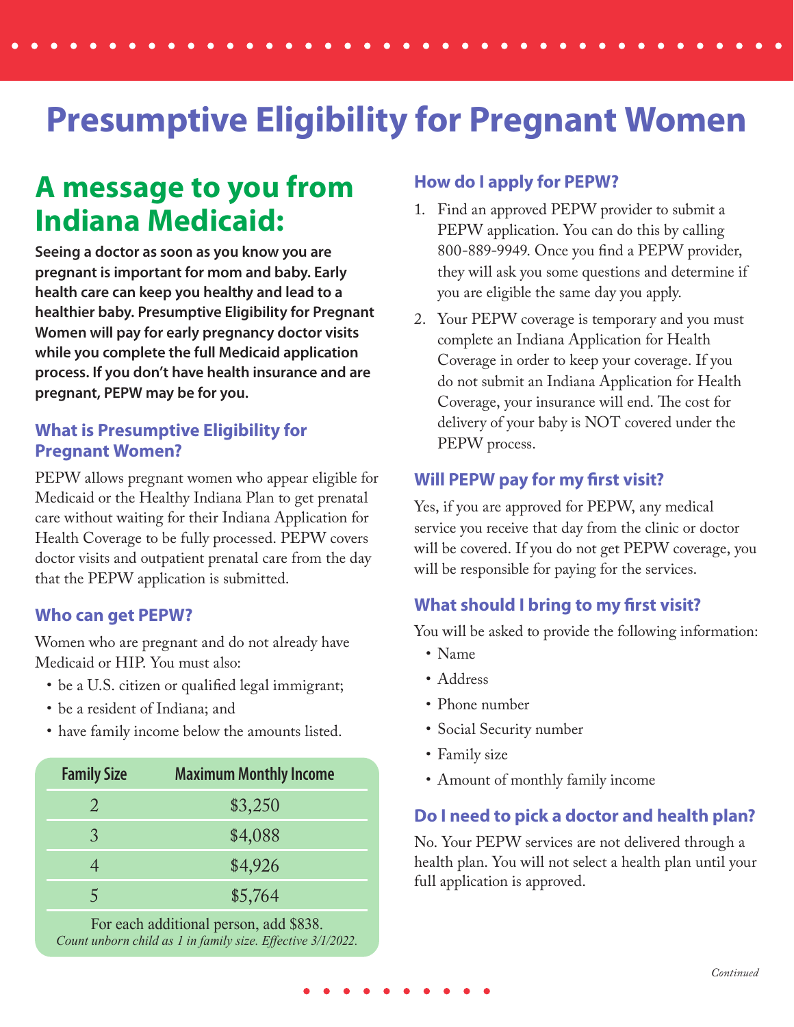# Presumptive Eligibility for Pregnant Women

## A message to you from Indiana Medicaid:

**Seeing a doctor as soon as you know you are pregnant is important for mom and baby. Early health care can keep you healthy and lead to a healthier baby. Presumptive Eligibility for Pregnant Women will pay for early pregnancy doctor visits while you complete the full Medicaid application process. If you don't have health insurance and are pregnant, PEPW may be for you.**

### What is Presumptive Eligibility for Pregnant Women?

PEPW allows pregnant women who appear eligible for Medicaid or the Healthy Indiana Plan to get prenatal care without waiting for their Indiana Application for Health Coverage to be fully processed. PEPW covers doctor visits and outpatient prenatal care from the day that the PEPW application is submitted.

### Who can get PEPW?

Women who are pregnant and do not already have Medicaid or HIP. You must also:

- be a U.S. citizen or qualified legal immigrant;
- be a resident of Indiana; and
- have family income below the amounts listed.

| Family Size | Maximum Monthly Income |
|---|---|
| 2 | $3,250 |
| 3 | $4,088 |
| 4 | $4,926 |
| 5 | $5,764 |

For each additional person, add $838.
*Count unborn child as 1 in family size. Effective 3/1/2022.*

### How do I apply for PEPW?

1. Find an approved PEPW provider to submit a PEPW application. You can do this by calling 800-889-9949. Once you find a PEPW provider, they will ask you some questions and determine if you are eligible the same day you apply.
2. Your PEPW coverage is temporary and you must complete an Indiana Application for Health Coverage in order to keep your coverage. If you do not submit an Indiana Application for Health Coverage, your insurance will end. The cost for delivery of your baby is NOT covered under the PEPW process.

### Will PEPW pay for my first visit?

Yes, if you are approved for PEPW, any medical service you receive that day from the clinic or doctor will be covered. If you do not get PEPW coverage, you will be responsible for paying for the services.

### What should I bring to my first visit?

You will be asked to provide the following information:

- Name
- Address
- Phone number
- Social Security number
- Family size
- Amount of monthly family income

### Do I need to pick a doctor and health plan?

No. Your PEPW services are not delivered through a health plan. You will not select a health plan until your full application is approved.

*Continued*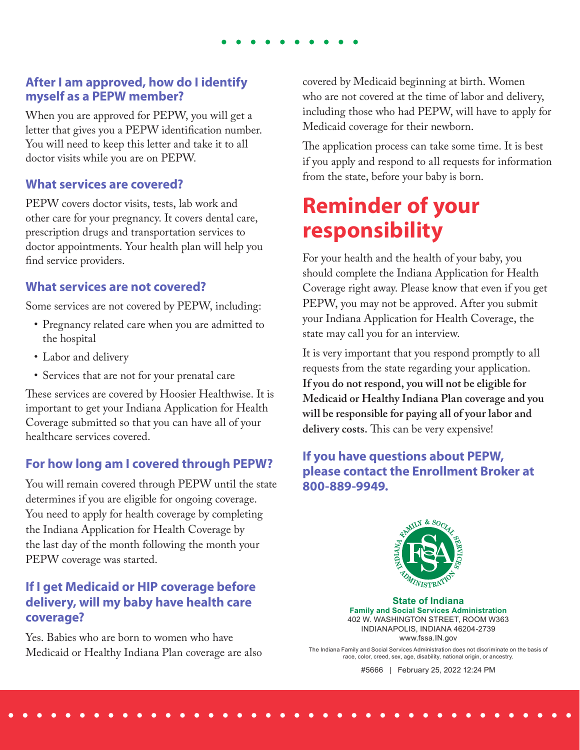### After I am approved, how do I identify myself as a PEPW member?

When you are approved for PEPW, you will get a letter that gives you a PEPW identification number. You will need to keep this letter and take it to all doctor visits while you are on PEPW.

### What services are covered?

PEPW covers doctor visits, tests, lab work and other care for your pregnancy. It covers dental care, prescription drugs and transportation services to doctor appointments. Your health plan will help you find service providers.

### What services are not covered?

Some services are not covered by PEPW, including:

- Pregnancy related care when you are admitted to the hospital
- Labor and delivery
- Services that are not for your prenatal care

These services are covered by Hoosier Healthwise. It is important to get your Indiana Application for Health Coverage submitted so that you can have all of your healthcare services covered.

### For how long am I covered through PEPW?

You will remain covered through PEPW until the state determines if you are eligible for ongoing coverage. You need to apply for health coverage by completing the Indiana Application for Health Coverage by the last day of the month following the month your PEPW coverage was started.

### If I get Medicaid or HIP coverage before delivery, will my baby have health care coverage?

Yes. Babies who are born to women who have Medicaid or Healthy Indiana Plan coverage are also covered by Medicaid beginning at birth. Women who are not covered at the time of labor and delivery, including those who had PEPW, will have to apply for Medicaid coverage for their newborn.

The application process can take some time. It is best if you apply and respond to all requests for information from the state, before your baby is born.

## Reminder of your responsibility

For your health and the health of your baby, you should complete the Indiana Application for Health Coverage right away. Please know that even if you get PEPW, you may not be approved. After you submit your Indiana Application for Health Coverage, the state may call you for an interview.

It is very important that you respond promptly to all requests from the state regarding your application. **If you do not respond, you will not be eligible for Medicaid or Healthy Indiana Plan coverage and you will be responsible for paying all of your labor and delivery costs.** This can be very expensive!

### If you have questions about PEPW, please contact the Enrollment Broker at 800-889-9949.

**State of Indiana**
**Family and Social Services Administration**
402 W. WASHINGTON STREET, ROOM W363
INDIANAPOLIS, INDIANA 46204-2739
www.fssa.IN.gov

The Indiana Family and Social Services Administration does not discriminate on the basis of race, color, creed, sex, age, disability, national origin, or ancestry.

#5666 | February 25, 2022 12:24 PM